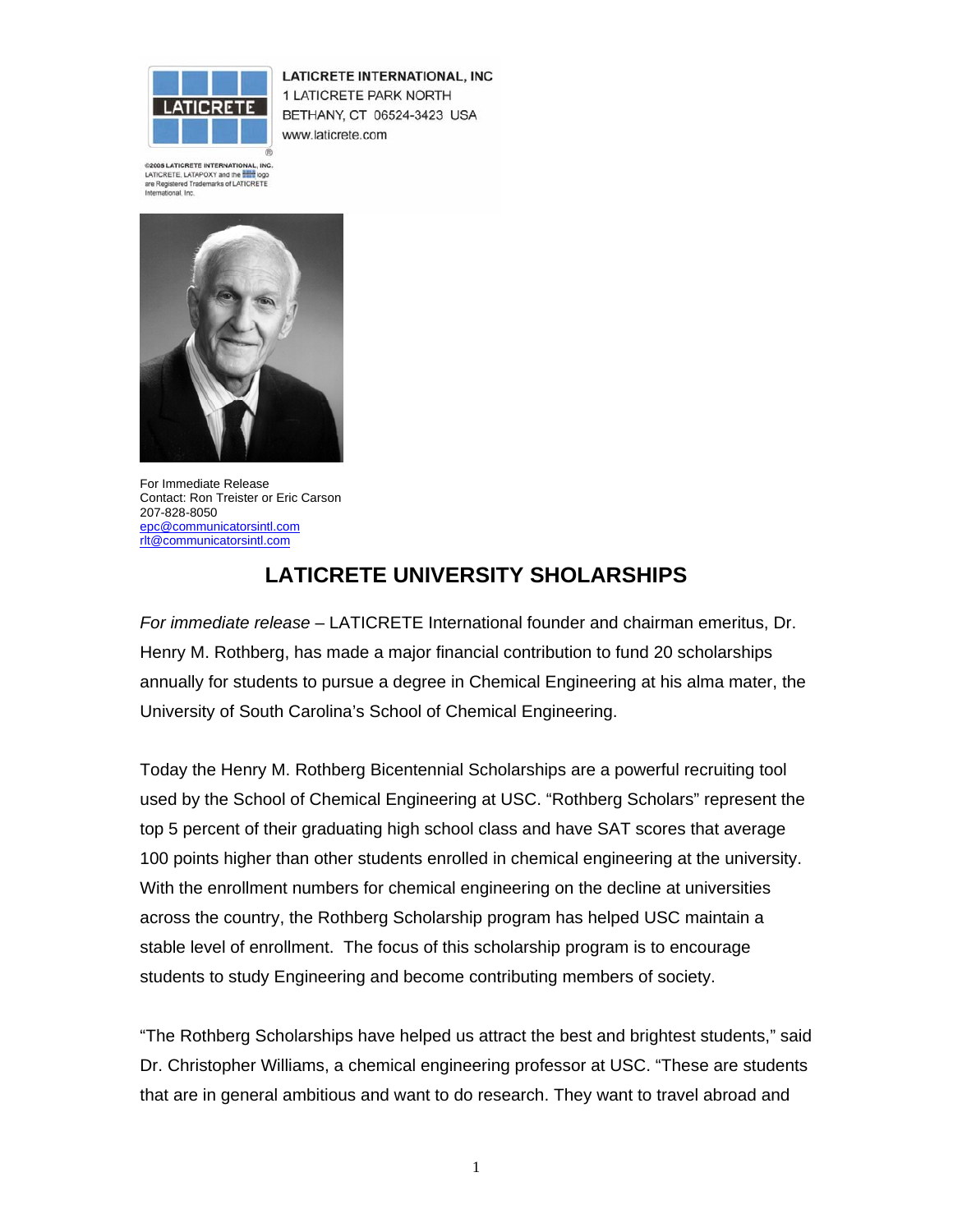LATICRETE INTERNATIONAL, INC
1 LATICRETE PARK NORTH
BETHANY, CT 06524-3423 USA
www.laticrete.com

©2005 LATICRETE INTERNATIONAL, INC. LATICRETE, LATAPOXY and the logo are Registered Trademarks of LATICRETE International, Inc.

For Immediate Release
Contact: Ron Treister or Eric Carson
207-828-8050
epc@communicatorsintl.com
rlt@communicatorsintl.com

# LATICRETE UNIVERSITY SHOLARSHIPS

*For immediate release* – LATICRETE International founder and chairman emeritus, Dr. Henry M. Rothberg, has made a major financial contribution to fund 20 scholarships annually for students to pursue a degree in Chemical Engineering at his alma mater, the University of South Carolina's School of Chemical Engineering.

Today the Henry M. Rothberg Bicentennial Scholarships are a powerful recruiting tool used by the School of Chemical Engineering at USC. "Rothberg Scholars" represent the top 5 percent of their graduating high school class and have SAT scores that average 100 points higher than other students enrolled in chemical engineering at the university. With the enrollment numbers for chemical engineering on the decline at universities across the country, the Rothberg Scholarship program has helped USC maintain a stable level of enrollment. The focus of this scholarship program is to encourage students to study Engineering and become contributing members of society.

"The Rothberg Scholarships have helped us attract the best and brightest students," said Dr. Christopher Williams, a chemical engineering professor at USC. "These are students that are in general ambitious and want to do research. They want to travel abroad and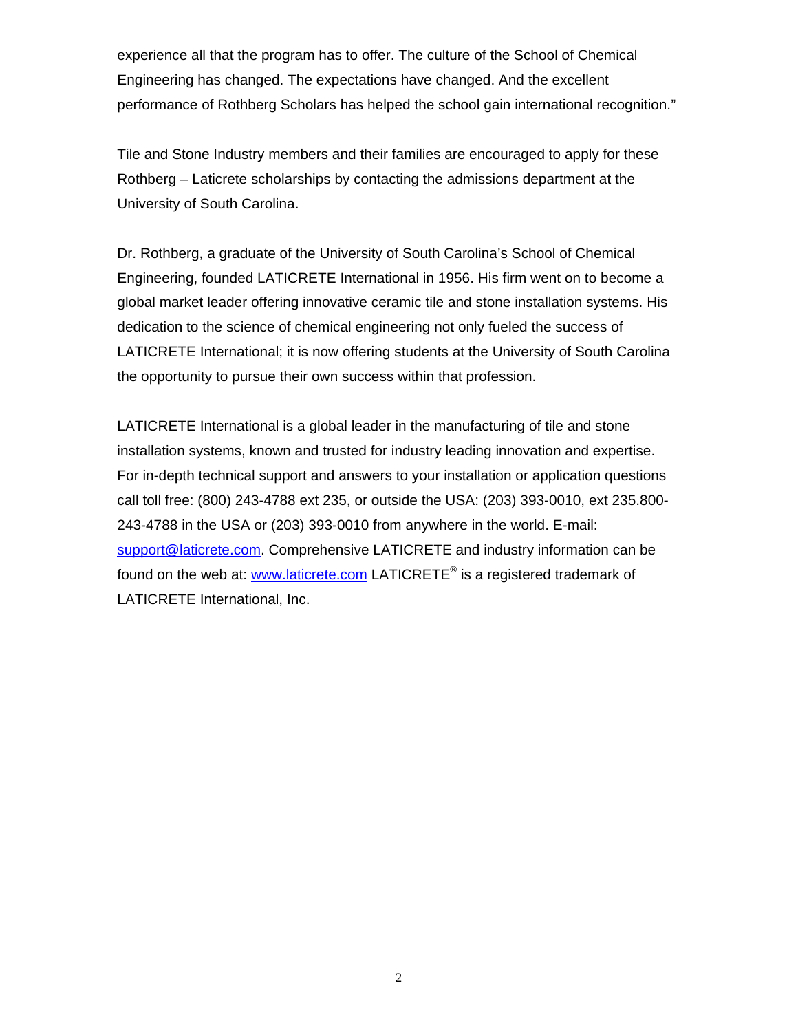experience all that the program has to offer. The culture of the School of Chemical Engineering has changed. The expectations have changed. And the excellent performance of Rothberg Scholars has helped the school gain international recognition."

Tile and Stone Industry members and their families are encouraged to apply for these Rothberg – Laticrete scholarships by contacting the admissions department at the University of South Carolina.

Dr. Rothberg, a graduate of the University of South Carolina's School of Chemical Engineering, founded LATICRETE International in 1956. His firm went on to become a global market leader offering innovative ceramic tile and stone installation systems. His dedication to the science of chemical engineering not only fueled the success of LATICRETE International; it is now offering students at the University of South Carolina the opportunity to pursue their own success within that profession.

LATICRETE International is a global leader in the manufacturing of tile and stone installation systems, known and trusted for industry leading innovation and expertise. For in-depth technical support and answers to your installation or application questions call toll free: (800) 243-4788 ext 235, or outside the USA: (203) 393-0010, ext 235.800-243-4788 in the USA or (203) 393-0010 from anywhere in the world. E-mail: support@laticrete.com. Comprehensive LATICRETE and industry information can be found on the web at: www.laticrete.com LATICRETE® is a registered trademark of LATICRETE International, Inc.